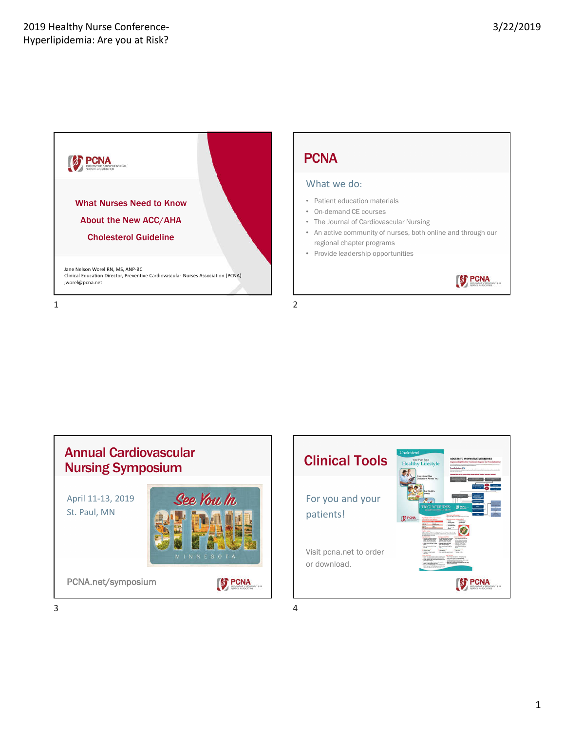## What Nurses Need to Know About the New ACC/AHA Cholesterol Guideline

Jane Nelson Worel RN, MS, ANP-BC
Clinical Education Director, Preventive Cardiovascular Nurses Association (PCNA)
jworel@pcna.net

## PCNA

### What we do:

- Patient education materials
- On-demand CE courses
- The Journal of Cardiovascular Nursing
- An active community of nurses, both online and through our regional chapter programs
- Provide leadership opportunities

## Annual Cardiovascular Nursing Symposium

April 11-13, 2019
St. Paul, MN

PCNA.net/symposium

## Clinical Tools

For you and your patients!

Visit pcna.net to order or download.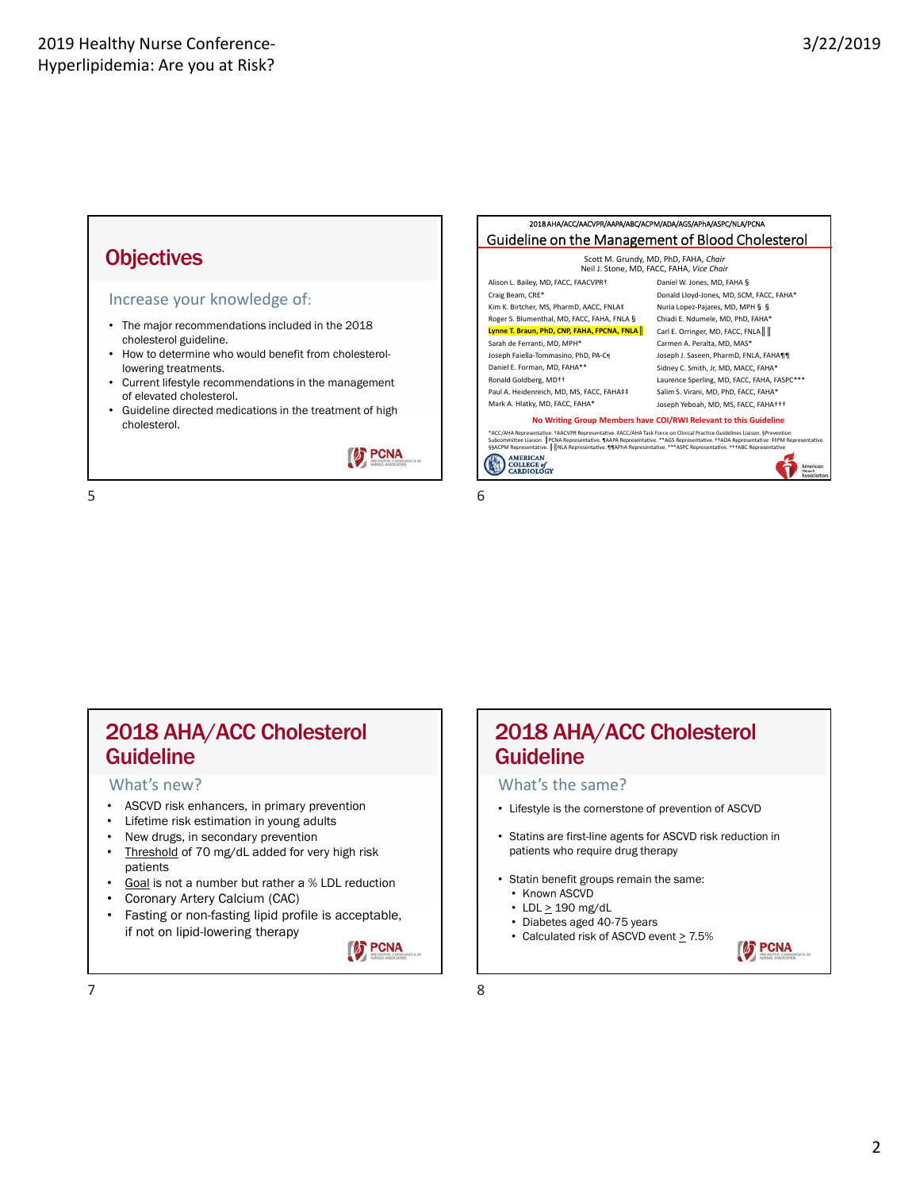## Objectives

### Increase your knowledge of:

- The major recommendations included in the 2018 cholesterol guideline.
- How to determine who would benefit from cholesterol-lowering treatments.
- Current lifestyle recommendations in the management of elevated cholesterol.
- Guideline directed medications in the treatment of high cholesterol.

PCNA

2018 AHA/ACC/AACVPR/AAPA/ABC/ACPM/ADA/AGS/APhA/ASPC/NLA/PCNA

## Guideline on the Management of Blood Cholesterol

Scott M. Grundy, MD, PhD, FAHA, *Chair*
Neil J. Stone, MD, FACC, FAHA, *Vice Chair*

Alison L. Bailey, MD, FACC, FAACVPR†
Craig Beam, CRE*
Kim K. Birtcher, MS, PharmD, AACC, FNLA‡
Roger S. Blumenthal, MD, FACC, FAHA, FNLA §
**Lynne T. Braun, PhD, CNP, FAHA, FPCNA, FNLA ‖**
Sarah de Ferranti, MD, MPH*
Joseph Faiella-Tommasino, PhD, PA-C¶
Daniel E. Forman, MD, FAHA**
Ronald Goldberg, MD††
Paul A. Heidenreich, MD, MS, FACC, FAHA‡‡
Mark A. Hlatky, MD, FACC, FAHA*
Daniel W. Jones, MD, FAHA §
Donald Lloyd-Jones, MD, SCM, FACC, FAHA*
Nuria Lopez-Pajares, MD, MPH § §
Chiadi E. Ndumele, MD, PhD, FAHA*
Carl E. Orringer, MD, FACC, FNLA ‖ ‖
Carmen A. Peralta, MD, MAS*
Joseph J. Saseen, PharmD, FNLA, FAHA¶¶
Sidney C. Smith, Jr, MD, MACC, FAHA*
Laurence Sperling, MD, FACC, FAHA, FASPC***
Salim S. Virani, MD, PhD, FACC, FAHA*
Joseph Yeboah, MD, MS, FACC, FAHA†††

**No Writing Group Members have COI/RWI Relevant to this Guideline**

*ACC/AHA Representative. †AACVPR Representative. ‡ACC/AHA Task Force on Clinical Practice Guidelines Liaison. §Prevention Subcommittee Liaison. ‖PCNA Representative. ¶AAPA Representative. **AGS Representative. ††ADA Representative. ‡‡PM Representative. §§ACPM Representative. ‖‖NLA Representative. ¶¶APhA Representative. ***ASPC Representative. †††ABC Representative

American College of Cardiology — American Heart Association

## 2018 AHA/ACC Cholesterol Guideline

### What's new?

- ASCVD risk enhancers, in primary prevention
- Lifetime risk estimation in young adults
- New drugs, in secondary prevention
- Threshold of 70 mg/dL added for very high risk patients
- Goal is not a number but rather a % LDL reduction
- Coronary Artery Calcium (CAC)
- Fasting or non-fasting lipid profile is acceptable, if not on lipid-lowering therapy

PCNA

## 2018 AHA/ACC Cholesterol Guideline

### What's the same?

- Lifestyle is the cornerstone of prevention of ASCVD
- Statins are first-line agents for ASCVD risk reduction in patients who require drug therapy
- Statin benefit groups remain the same:
  - Known ASCVD
  - LDL ≥ 190 mg/dL
  - Diabetes aged 40-75 years
  - Calculated risk of ASCVD event ≥ 7.5%

PCNA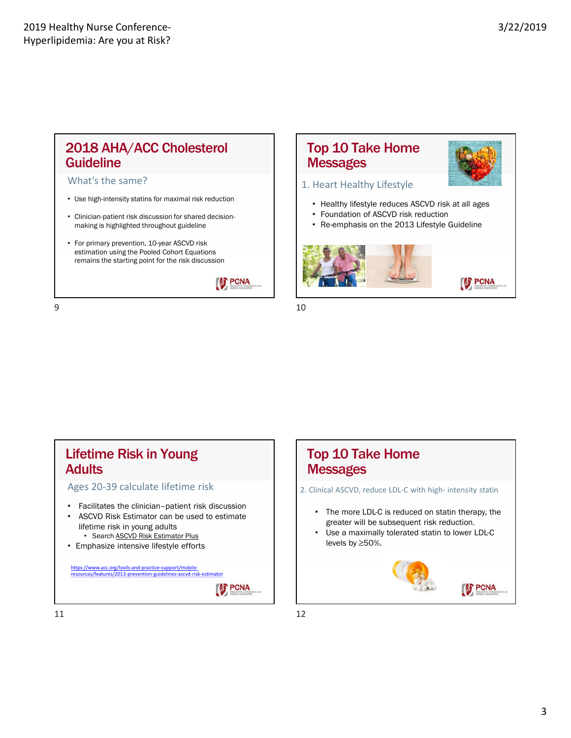## 2018 AHA/ACC Cholesterol Guideline

### What's the same?

- Use high-intensity statins for maximal risk reduction
- Clinician-patient risk discussion for shared decision-making is highlighted throughout guideline
- For primary prevention, 10-year ASCVD risk estimation using the Pooled Cohort Equations remains the starting point for the risk discussion

## Top 10 Take Home Messages

### 1. Heart Healthy Lifestyle

- Healthy lifestyle reduces ASCVD risk at all ages
- Foundation of ASCVD risk reduction
- Re-emphasis on the 2013 Lifestyle Guideline

## Lifetime Risk in Young Adults

### Ages 20-39 calculate lifetime risk

- Facilitates the clinician–patient risk discussion
- ASCVD Risk Estimator can be used to estimate lifetime risk in young adults
  - Search ASCVD Risk Estimator Plus
- Emphasize intensive lifestyle efforts

https://www.acc.org/tools-and-practice-support/mobile-resources/features/2013-prevention-guidelines-ascvd-risk-estimator

## Top 10 Take Home Messages

### 2. Clinical ASCVD, reduce LDL-C with high- intensity statin

- The more LDL-C is reduced on statin therapy, the greater will be subsequent risk reduction.
- Use a maximally tolerated statin to lower LDL-C levels by ≥50%.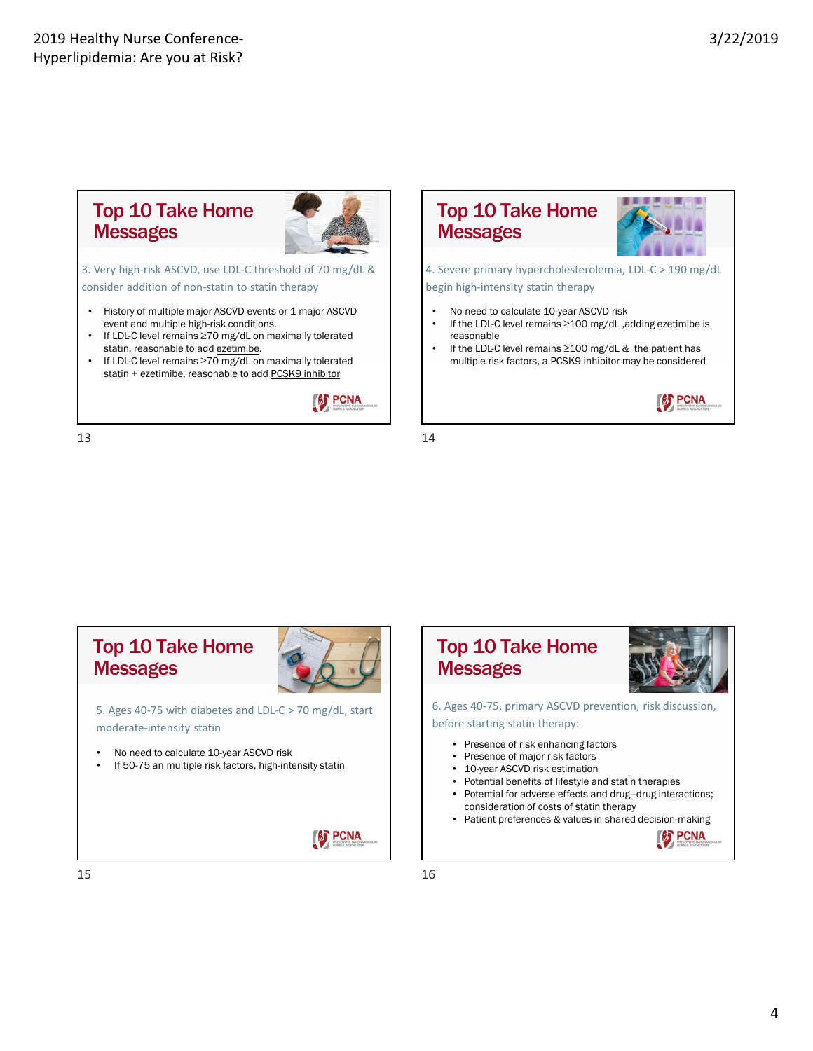## Top 10 Take Home Messages

3. Very high-risk ASCVD, use LDL-C threshold of 70 mg/dL & consider addition of non-statin to statin therapy

- History of multiple major ASCVD events or 1 major ASCVD event and multiple high-risk conditions.
- If LDL-C level remains ≥70 mg/dL on maximally tolerated statin, reasonable to add ezetimibe.
- If LDL-C level remains ≥70 mg/dL on maximally tolerated statin + ezetimibe, reasonable to add PCSK9 inhibitor

## Top 10 Take Home Messages

4. Severe primary hypercholesterolemia, LDL-C ≥ 190 mg/dL begin high-intensity statin therapy

- No need to calculate 10-year ASCVD risk
- If the LDL-C level remains ≥100 mg/dL ,adding ezetimibe is reasonable
- If the LDL-C level remains ≥100 mg/dL & the patient has multiple risk factors, a PCSK9 inhibitor may be considered

## Top 10 Take Home Messages

5. Ages 40-75 with diabetes and LDL-C > 70 mg/dL, start moderate-intensity statin

- No need to calculate 10-year ASCVD risk
- If 50-75 an multiple risk factors, high-intensity statin

## Top 10 Take Home Messages

6. Ages 40-75, primary ASCVD prevention, risk discussion, before starting statin therapy:

- Presence of risk enhancing factors
- Presence of major risk factors
- 10-year ASCVD risk estimation
- Potential benefits of lifestyle and statin therapies
- Potential for adverse effects and drug–drug interactions; consideration of costs of statin therapy
- Patient preferences & values in shared decision-making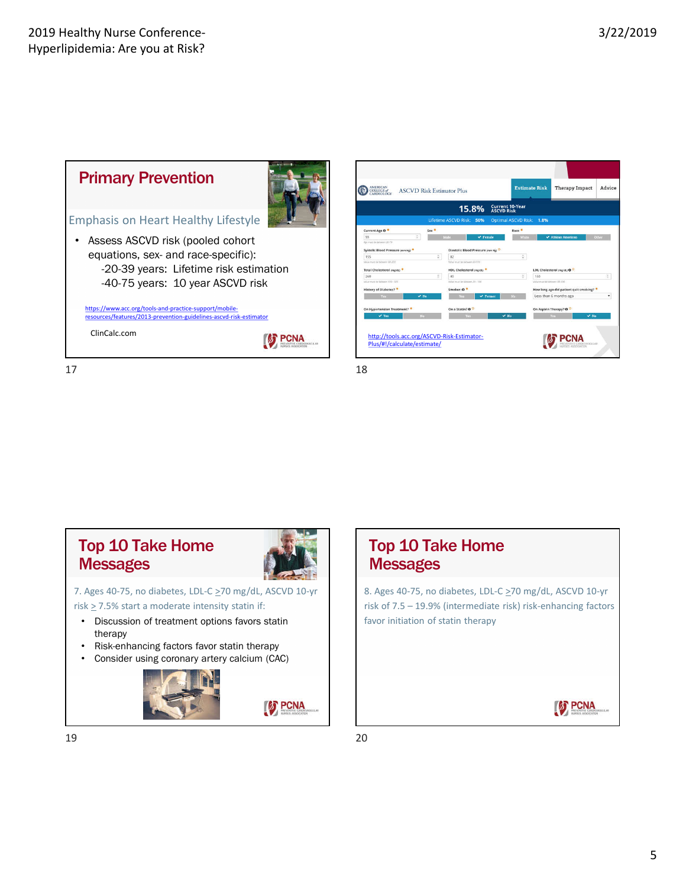## Primary Prevention

### Emphasis on Heart Healthy Lifestyle

- Assess ASCVD risk (pooled cohort equations, sex- and race-specific):
  - -20-39 years: Lifetime risk estimation
  - -40-75 years: 10 year ASCVD risk

https://www.acc.org/tools-and-practice-support/mobile-resources/features/2013-prevention-guidelines-ascvd-risk-estimator

ClinCalc.com

---

ASCVD Risk Estimator Plus

Estimate Risk | Therapy Impact | Advice

15.8% Current 10-Year ASCVD Risk

Lifetime ASCVD Risk: 50% Optimal ASCVD Risk: 1.8%

http://tools.acc.org/ASCVD-Risk-Estimator-Plus/#!/calculate/estimate/

---

## Top 10 Take Home Messages

7. Ages 40-75, no diabetes, LDL-C ≥70 mg/dL, ASCVD 10-yr risk ≥ 7.5% start a moderate intensity statin if:

- Discussion of treatment options favors statin therapy
- Risk-enhancing factors favor statin therapy
- Consider using coronary artery calcium (CAC)

---

## Top 10 Take Home Messages

8. Ages 40-75, no diabetes, LDL-C ≥70 mg/dL, ASCVD 10-yr risk of 7.5 – 19.9% (intermediate risk) risk-enhancing factors favor initiation of statin therapy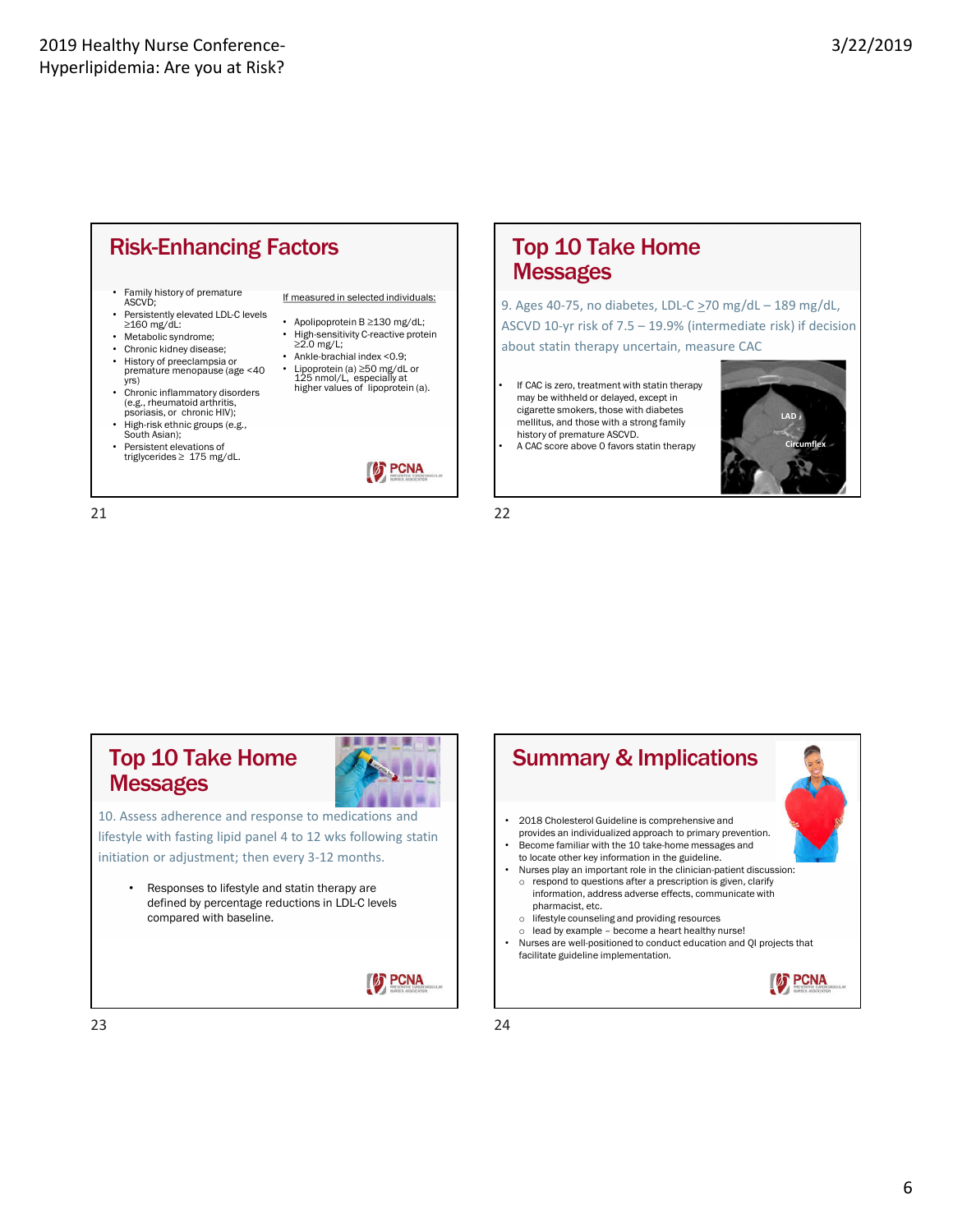## Risk-Enhancing Factors

- Family history of premature ASCVD;
- Persistently elevated LDL-C levels ≥160 mg/dL:
- Metabolic syndrome;
- Chronic kidney disease;
- History of preeclampsia or premature menopause (age <40 yrs)
- Chronic inflammatory disorders (e.g., rheumatoid arthritis, psoriasis, or chronic HIV);
- High-risk ethnic groups (e.g., South Asian);
- Persistent elevations of triglycerides ≥ 175 mg/dL.

If measured in selected individuals:

- Apolipoprotein B ≥130 mg/dL;
- High-sensitivity C-reactive protein ≥2.0 mg/L;
- Ankle-brachial index <0.9;
- Lipoprotein (a) ≥50 mg/dL or 125 nmol/L, especially at higher values of lipoprotein (a).

## Top 10 Take Home Messages

9. Ages 40-75, no diabetes, LDL-C ≥70 mg/dL – 189 mg/dL, ASCVD 10-yr risk of 7.5 – 19.9% (intermediate risk) if decision about statin therapy uncertain, measure CAC

- If CAC is zero, treatment with statin therapy may be withheld or delayed, except in cigarette smokers, those with diabetes mellitus, and those with a strong family history of premature ASCVD.
- A CAC score above 0 favors statin therapy

## Top 10 Take Home Messages

10. Assess adherence and response to medications and lifestyle with fasting lipid panel 4 to 12 wks following statin initiation or adjustment; then every 3-12 months.

- Responses to lifestyle and statin therapy are defined by percentage reductions in LDL-C levels compared with baseline.

## Summary & Implications

- 2018 Cholesterol Guideline is comprehensive and provides an individualized approach to primary prevention.
- Become familiar with the 10 take-home messages and to locate other key information in the guideline.
- Nurses play an important role in the clinician-patient discussion:
  - respond to questions after a prescription is given, clarify information, address adverse effects, communicate with pharmacist, etc.
  - lifestyle counseling and providing resources
  - lead by example – become a heart healthy nurse!
- Nurses are well-positioned to conduct education and QI projects that facilitate guideline implementation.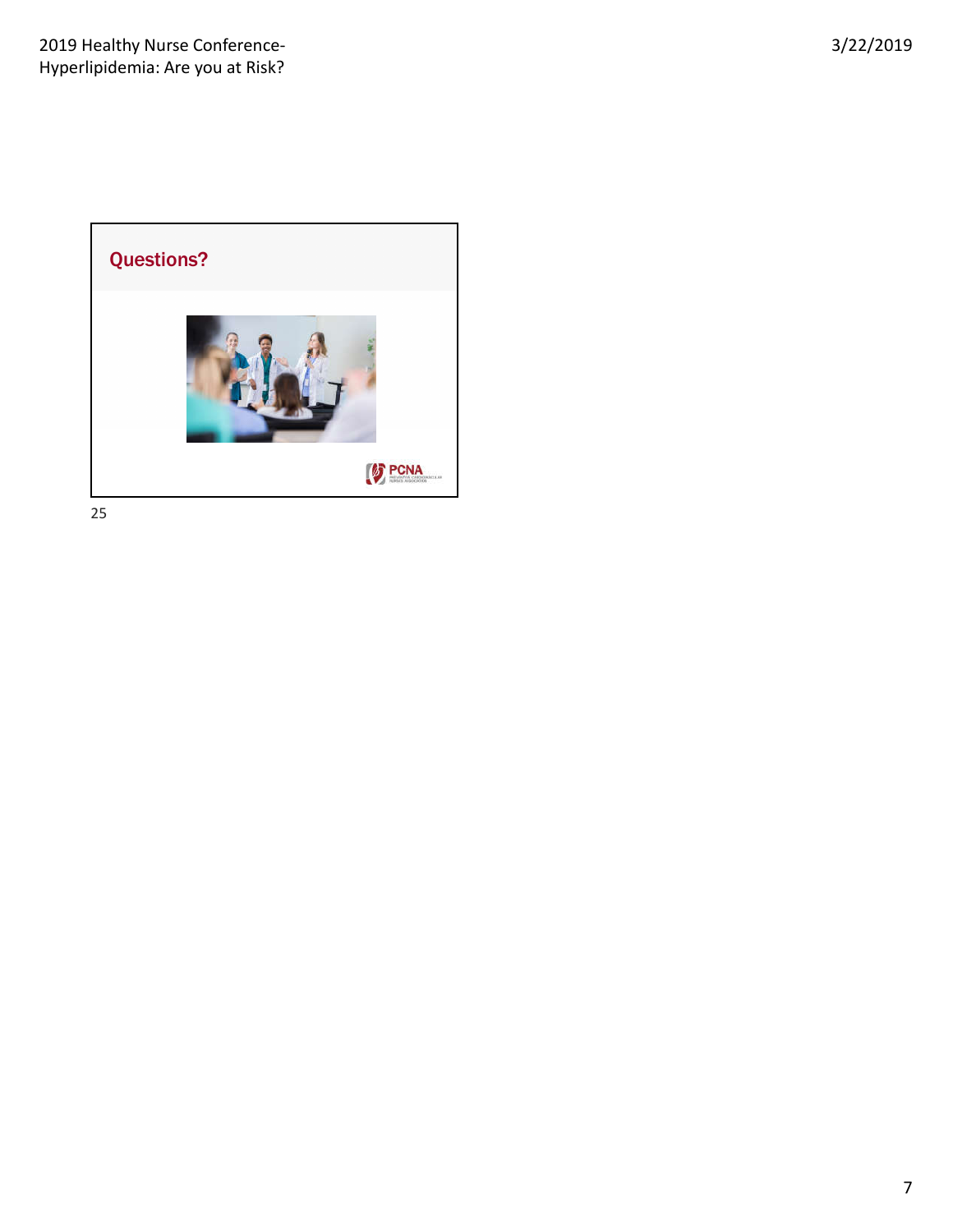## Questions?

25